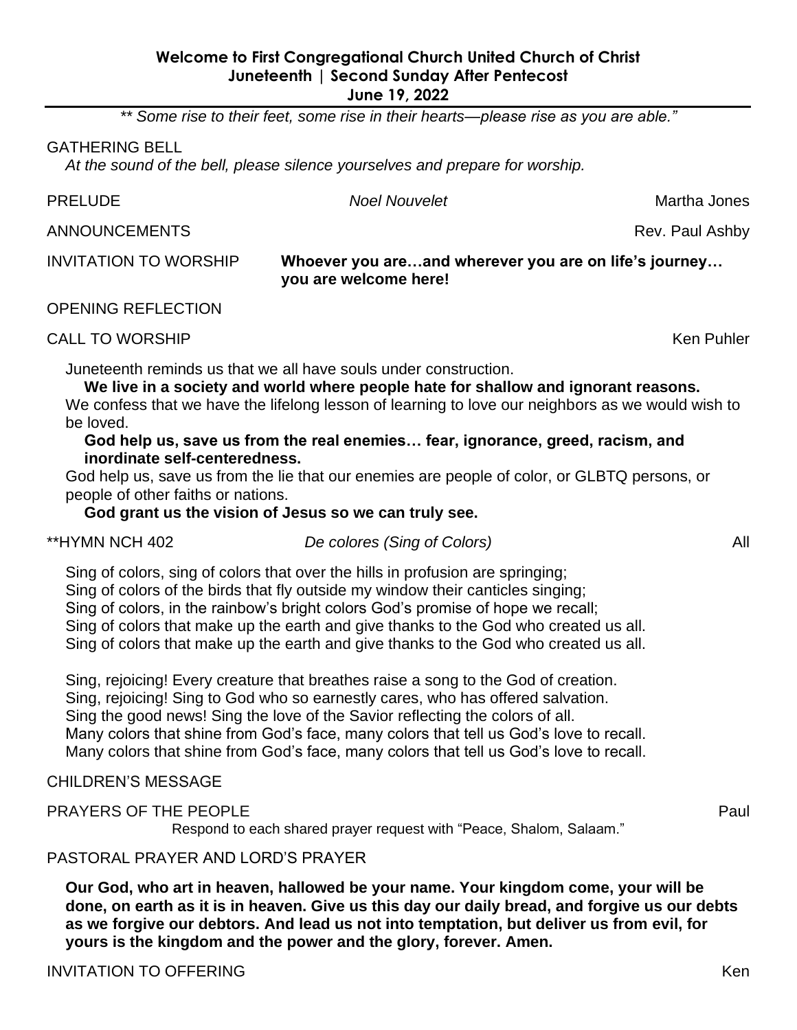**Welcome to First Congregational Church United Church of Christ**
**Juneteenth | Second Sunday After Pentecost**
**June 19, 2022**

*** Some rise to their feet, some rise in their hearts—please rise as you are able."*

GATHERING BELL
*At the sound of the bell, please silence yourselves and prepare for worship.*

PRELUDE *Noel Nouvelet* Martha Jones

ANNOUNCEMENTS Rev. Paul Ashby

INVITATION TO WORSHIP **Whoever you are…and wherever you are on life's journey… you are welcome here!**

OPENING REFLECTION

CALL TO WORSHIP Ken Puhler

Juneteenth reminds us that we all have souls under construction.
**We live in a society and world where people hate for shallow and ignorant reasons.**
We confess that we have the lifelong lesson of learning to love our neighbors as we would wish to be loved.
**God help us, save us from the real enemies… fear, ignorance, greed, racism, and inordinate self-centeredness.**
God help us, save us from the lie that our enemies are people of color, or GLBTQ persons, or people of other faiths or nations.
**God grant us the vision of Jesus so we can truly see.**

**HYMN NCH 402 *De colores (Sing of Colors)* All

Sing of colors, sing of colors that over the hills in profusion are springing;
Sing of colors of the birds that fly outside my window their canticles singing;
Sing of colors, in the rainbow's bright colors God's promise of hope we recall;
Sing of colors that make up the earth and give thanks to the God who created us all.
Sing of colors that make up the earth and give thanks to the God who created us all.

Sing, rejoicing! Every creature that breathes raise a song to the God of creation.
Sing, rejoicing! Sing to God who so earnestly cares, who has offered salvation.
Sing the good news! Sing the love of the Savior reflecting the colors of all.
Many colors that shine from God's face, many colors that tell us God's love to recall.
Many colors that shine from God's face, many colors that tell us God's love to recall.

CHILDREN'S MESSAGE

PRAYERS OF THE PEOPLE Paul
Respond to each shared prayer request with "Peace, Shalom, Salaam."

PASTORAL PRAYER AND LORD'S PRAYER

**Our God, who art in heaven, hallowed be your name. Your kingdom come, your will be done, on earth as it is in heaven. Give us this day our daily bread, and forgive us our debts as we forgive our debtors. And lead us not into temptation, but deliver us from evil, for yours is the kingdom and the power and the glory, forever. Amen.**

INVITATION TO OFFERING Ken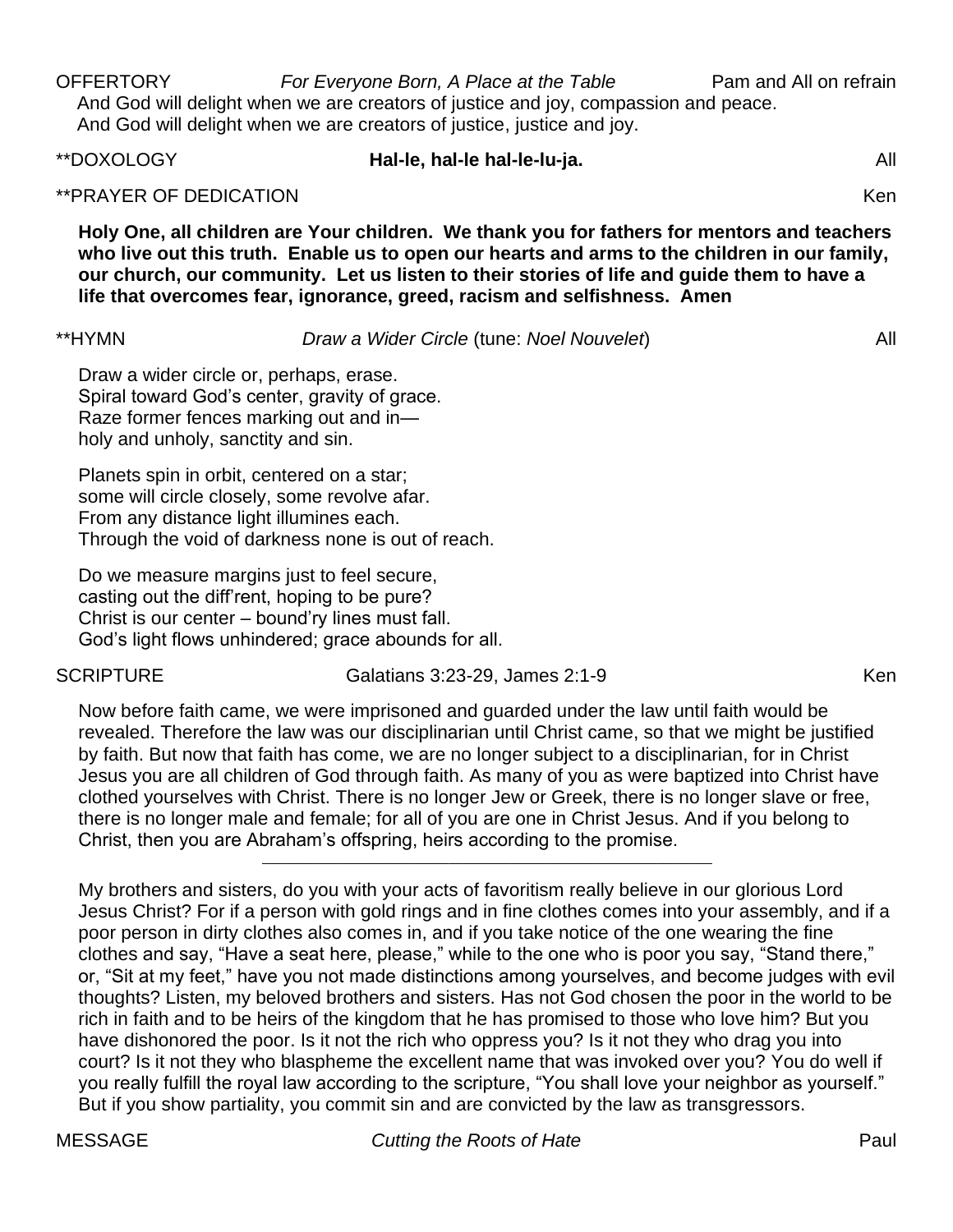OFFERTORY *For Everyone Born, A Place at the Table* Pam and All on refrain

And God will delight when we are creators of justice and joy, compassion and peace.
And God will delight when we are creators of justice, justice and joy.

**DOXOLOGY **Hal-le, hal-le hal-le-lu-ja.** All

**PRAYER OF DEDICATION Ken

**Holy One, all children are Your children. We thank you for fathers for mentors and teachers who live out this truth. Enable us to open our hearts and arms to the children in our family, our church, our community. Let us listen to their stories of life and guide them to have a life that overcomes fear, ignorance, greed, racism and selfishness. Amen**

**HYMN *Draw a Wider Circle* (tune: *Noel Nouvelet*) All

Draw a wider circle or, perhaps, erase.
Spiral toward God's center, gravity of grace.
Raze former fences marking out and in—
holy and unholy, sanctity and sin.

Planets spin in orbit, centered on a star;
some will circle closely, some revolve afar.
From any distance light illumines each.
Through the void of darkness none is out of reach.

Do we measure margins just to feel secure,
casting out the diff'rent, hoping to be pure?
Christ is our center – bound'ry lines must fall.
God's light flows unhindered; grace abounds for all.

SCRIPTURE Galatians 3:23-29, James 2:1-9 Ken

Now before faith came, we were imprisoned and guarded under the law until faith would be revealed. Therefore the law was our disciplinarian until Christ came, so that we might be justified by faith. But now that faith has come, we are no longer subject to a disciplinarian, for in Christ Jesus you are all children of God through faith. As many of you as were baptized into Christ have clothed yourselves with Christ. There is no longer Jew or Greek, there is no longer slave or free, there is no longer male and female; for all of you are one in Christ Jesus. And if you belong to Christ, then you are Abraham's offspring, heirs according to the promise.

---

My brothers and sisters, do you with your acts of favoritism really believe in our glorious Lord Jesus Christ? For if a person with gold rings and in fine clothes comes into your assembly, and if a poor person in dirty clothes also comes in, and if you take notice of the one wearing the fine clothes and say, "Have a seat here, please," while to the one who is poor you say, "Stand there," or, "Sit at my feet," have you not made distinctions among yourselves, and become judges with evil thoughts? Listen, my beloved brothers and sisters. Has not God chosen the poor in the world to be rich in faith and to be heirs of the kingdom that he has promised to those who love him? But you have dishonored the poor. Is it not the rich who oppress you? Is it not they who drag you into court? Is it not they who blaspheme the excellent name that was invoked over you? You do well if you really fulfill the royal law according to the scripture, "You shall love your neighbor as yourself." But if you show partiality, you commit sin and are convicted by the law as transgressors.

MESSAGE *Cutting the Roots of Hate* Paul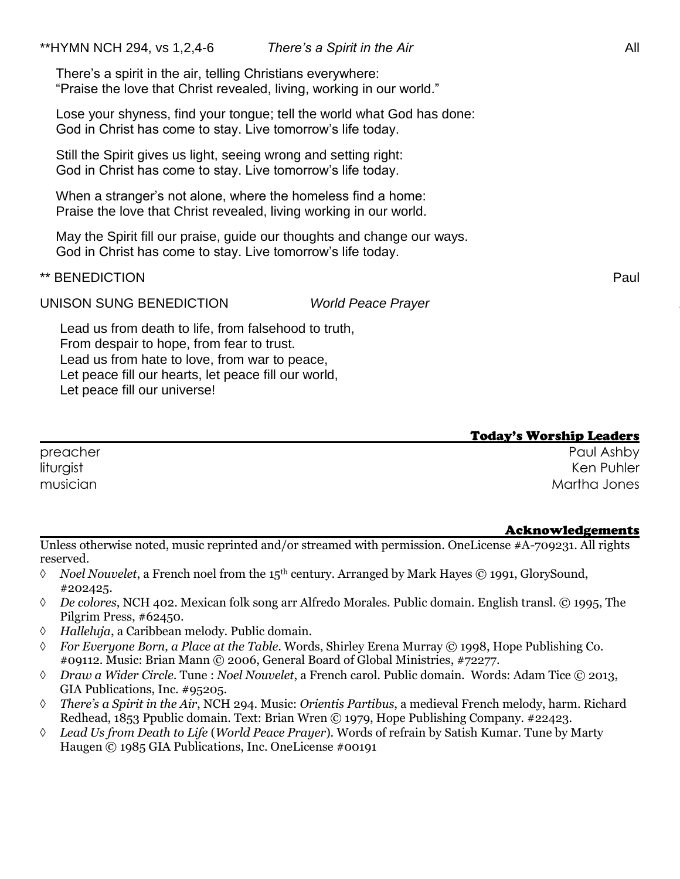**HYMN NCH 294, vs 1,2,4-6 *There's a Spirit in the Air* All

There's a spirit in the air, telling Christians everywhere:
"Praise the love that Christ revealed, living, working in our world."

Lose your shyness, find your tongue; tell the world what God has done:
God in Christ has come to stay. Live tomorrow's life today.

Still the Spirit gives us light, seeing wrong and setting right:
God in Christ has come to stay. Live tomorrow's life today.

When a stranger's not alone, where the homeless find a home:
Praise the love that Christ revealed, living working in our world.

May the Spirit fill our praise, guide our thoughts and change our ways.
God in Christ has come to stay. Live tomorrow's life today.

** BENEDICTION Paul

UNISON SUNG BENEDICTION *World Peace Prayer*

Lead us from death to life, from falsehood to truth,
From despair to hope, from fear to trust.
Lead us from hate to love, from war to peace,
Let peace fill our hearts, let peace fill our world,
Let peace fill our universe!

## Today's Worship Leaders

| | |
|---|---|
| preacher | Paul Ashby |
| liturgist | Ken Puhler |
| musician | Martha Jones |

## Acknowledgements

Unless otherwise noted, music reprinted and/or streamed with permission. OneLicense #A-709231. All rights reserved.

- ◊ *Noel Nouvelet*, a French noel from the 15th century. Arranged by Mark Hayes © 1991, GlorySound, #202425.
- ◊ *De colores*, NCH 402. Mexican folk song arr Alfredo Morales. Public domain. English transl. © 1995, The Pilgrim Press, #62450.
- ◊ *Halleluja*, a Caribbean melody. Public domain.
- ◊ *For Everyone Born, a Place at the Table*. Words, Shirley Erena Murray © 1998, Hope Publishing Co. #09112. Music: Brian Mann © 2006, General Board of Global Ministries, #72277.
- ◊ *Draw a Wider Circle*. Tune : *Noel Nouvelet*, a French carol. Public domain. Words: Adam Tice © 2013, GIA Publications, Inc. #95205.
- ◊ *There's a Spirit in the Air*, NCH 294. Music: *Orientis Partibus*, a medieval French melody, harm. Richard Redhead, 1853 Ppublic domain. Text: Brian Wren © 1979, Hope Publishing Company. #22423.
- ◊ *Lead Us from Death to Life* (*World Peace Prayer*). Words of refrain by Satish Kumar. Tune by Marty Haugen © 1985 GIA Publications, Inc. OneLicense #00191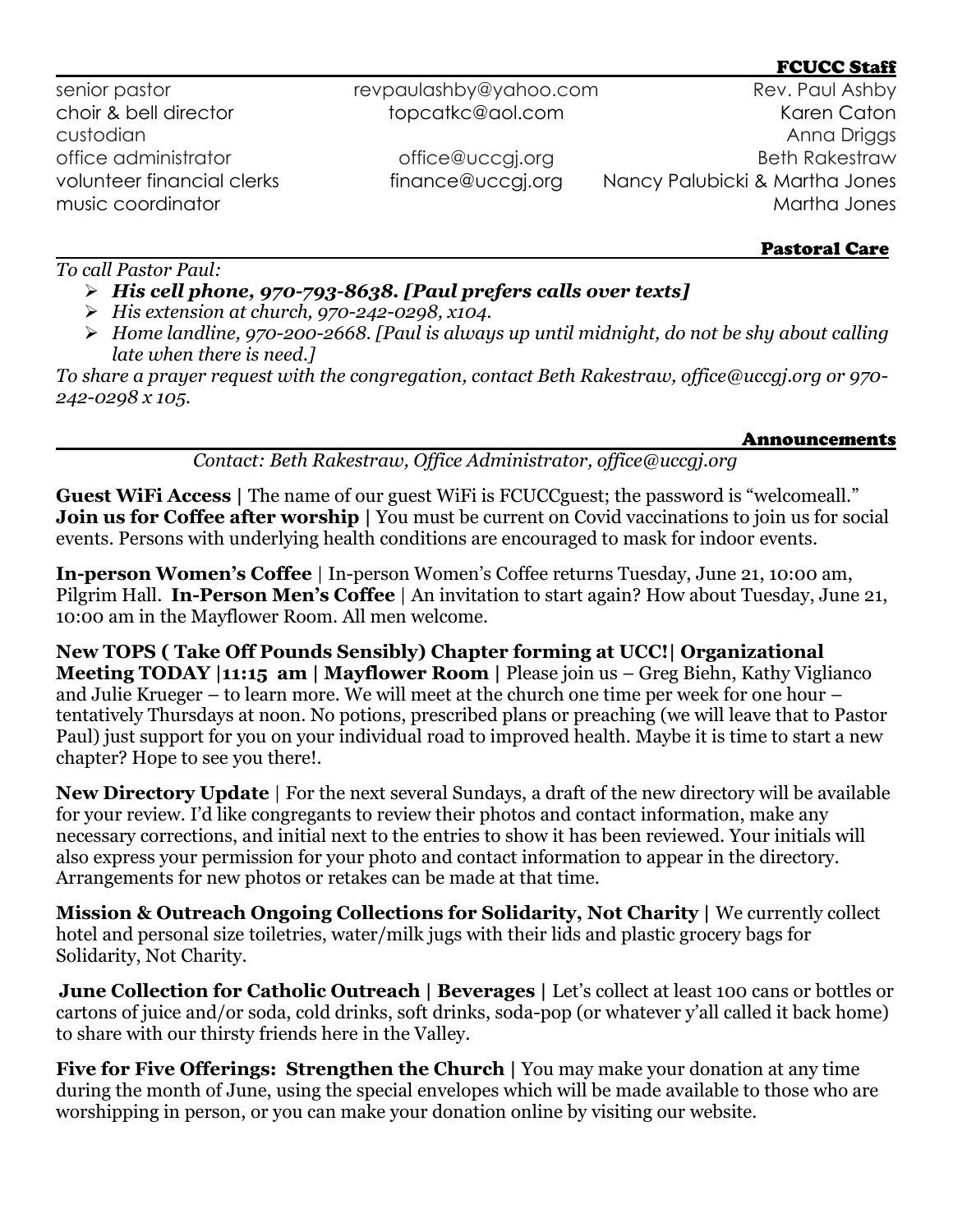## FCUCC Staff

| | | |
|---|---|---|
| senior pastor | revpaulashby@yahoo.com | Rev. Paul Ashby |
| choir & bell director | topcatkc@aol.com | Karen Caton |
| custodian | | Anna Driggs |
| office administrator | office@uccgj.org | Beth Rakestraw |
| volunteer financial clerks | finance@uccgj.org | Nancy Palubicki & Martha Jones |
| music coordinator | | Martha Jones |

## Pastoral Care

*To call Pastor Paul:*

- ***His cell phone, 970-793-8638. [Paul prefers calls over texts]***
- *His extension at church, 970-242-0298, x104.*
- *Home landline, 970-200-2668. [Paul is always up until midnight, do not be shy about calling late when there is need.]*

*To share a prayer request with the congregation, contact Beth Rakestraw, office@uccgj.org or 970-242-0298 x 105.*

## Announcements

*Contact: Beth Rakestraw, Office Administrator, office@uccgj.org*

**Guest WiFi Access |** The name of our guest WiFi is FCUCCguest; the password is "welcomeall."
**Join us for Coffee after worship |** You must be current on Covid vaccinations to join us for social events. Persons with underlying health conditions are encouraged to mask for indoor events.

**In-person Women's Coffee** | In-person Women's Coffee returns Tuesday, June 21, 10:00 am, Pilgrim Hall. **In-Person Men's Coffee** | An invitation to start again? How about Tuesday, June 21, 10:00 am in the Mayflower Room. All men welcome.

**New TOPS ( Take Off Pounds Sensibly) Chapter forming at UCC!| Organizational Meeting TODAY |11:15 am | Mayflower Room |** Please join us – Greg Biehn, Kathy Viglianco and Julie Krueger – to learn more. We will meet at the church one time per week for one hour – tentatively Thursdays at noon. No potions, prescribed plans or preaching (we will leave that to Pastor Paul) just support for you on your individual road to improved health. Maybe it is time to start a new chapter? Hope to see you there!.

**New Directory Update** | For the next several Sundays, a draft of the new directory will be available for your review. I'd like congregants to review their photos and contact information, make any necessary corrections, and initial next to the entries to show it has been reviewed. Your initials will also express your permission for your photo and contact information to appear in the directory. Arrangements for new photos or retakes can be made at that time.

**Mission & Outreach Ongoing Collections for Solidarity, Not Charity |** We currently collect hotel and personal size toiletries, water/milk jugs with their lids and plastic grocery bags for Solidarity, Not Charity.

**June Collection for Catholic Outreach | Beverages |** Let's collect at least 100 cans or bottles or cartons of juice and/or soda, cold drinks, soft drinks, soda-pop (or whatever y'all called it back home) to share with our thirsty friends here in the Valley.

**Five for Five Offerings: Strengthen the Church |** You may make your donation at any time during the month of June, using the special envelopes which will be made available to those who are worshipping in person, or you can make your donation online by visiting our website.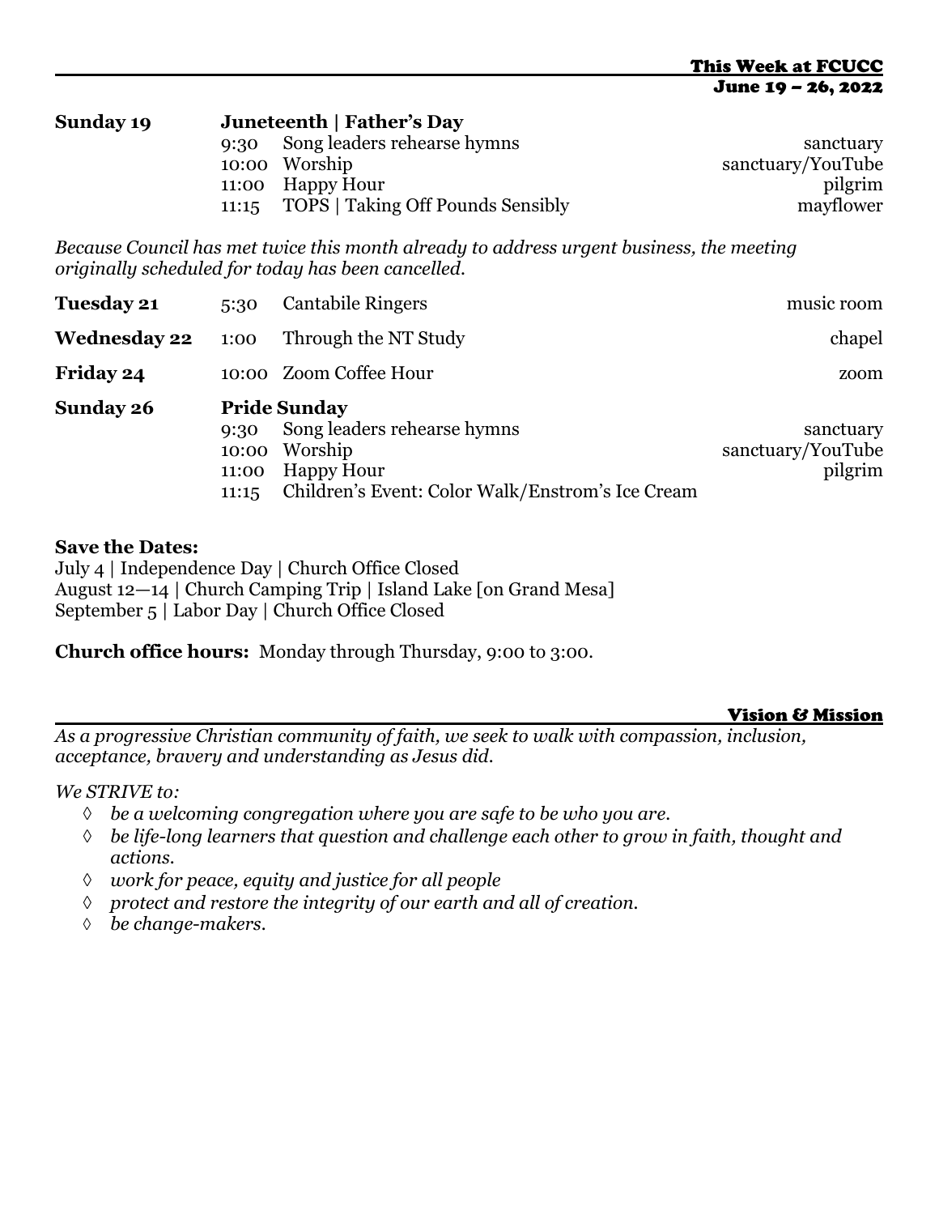## This Week at FCUCC
## June 19 – 26, 2022

| | | | |
|---|---|---|---|
| **Sunday 19** | | **Juneteenth \| Father's Day** | |
| | 9:30 | Song leaders rehearse hymns | sanctuary |
| | 10:00 | Worship | sanctuary/YouTube |
| | 11:00 | Happy Hour | pilgrim |
| | 11:15 | TOPS \| Taking Off Pounds Sensibly | mayflower |

*Because Council has met twice this month already to address urgent business, the meeting originally scheduled for today has been cancelled.*

| | | | |
|---|---|---|---|
| **Tuesday 21** | 5:30 | Cantabile Ringers | music room |
| **Wednesday 22** | 1:00 | Through the NT Study | chapel |
| **Friday 24** | 10:00 | Zoom Coffee Hour | zoom |
| **Sunday 26** | | **Pride Sunday** | |
| | 9:30 | Song leaders rehearse hymns | sanctuary |
| | 10:00 | Worship | sanctuary/YouTube |
| | 11:00 | Happy Hour | pilgrim |
| | 11:15 | Children's Event: Color Walk/Enstrom's Ice Cream | |

**Save the Dates:**
July 4 | Independence Day | Church Office Closed
August 12—14 | Church Camping Trip | Island Lake [on Grand Mesa]
September 5 | Labor Day | Church Office Closed

**Church office hours:** Monday through Thursday, 9:00 to 3:00.

## Vision & Mission

*As a progressive Christian community of faith, we seek to walk with compassion, inclusion, acceptance, bravery and understanding as Jesus did.*

*We STRIVE to:*

- ◊ *be a welcoming congregation where you are safe to be who you are.*
- ◊ *be life-long learners that question and challenge each other to grow in faith, thought and actions.*
- ◊ *work for peace, equity and justice for all people*
- ◊ *protect and restore the integrity of our earth and all of creation.*
- ◊ *be change-makers.*